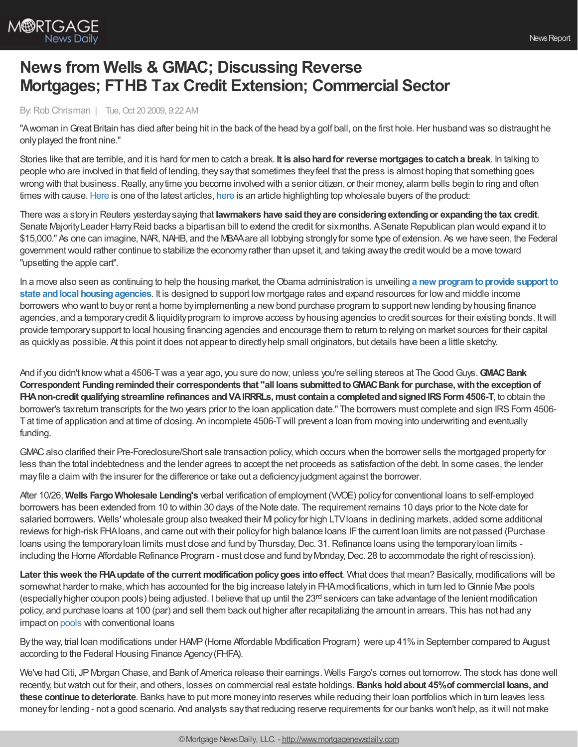# News from Wells & GMAC; Discussing Reverse Mortgages; FTHB Tax Credit Extension; Commercial Sector

By: Rob Chrisman | Tue, Oct 20 2009, 9:22 AM

"A woman in Great Britain has died after being hit in the back of the head by a golf ball, on the first hole. Her husband was so distraught he only played the front nine."

Stories like that are terrible, and it is hard for men to catch a break. **It is also hard for reverse mortgages to catch a break**. In talking to people who are involved in that field of lending, they say that sometimes they feel that the press is almost hoping that something goes wrong with that business. Really, any time you become involved with a senior citizen, or their money, alarm bells begin to ring and often times with cause. Here is one of the latest articles, here is an article highlighting top wholesale buyers of the product:

There was a story in Reuters yesterday saying that **lawmakers have said they are considering extending or expanding the tax credit**. Senate Majority Leader Harry Reid backs a bipartisan bill to extend the credit for six months. A Senate Republican plan would expand it to $15,000." As one can imagine, NAR, NAHB, and the MBAA are all lobbying strongly for some type of extension. As we have seen, the Federal government would rather continue to stabilize the economy rather than upset it, and taking away the credit would be a move toward "upsetting the apple cart".

In a move also seen as continuing to help the housing market, the Obama administration is unveiling **a new program to provide support to state and local housing agencies**. It is designed to support low mortgage rates and expand resources for low and middle income borrowers who want to buy or rent a home by implementing a new bond purchase program to support new lending by housing finance agencies, and a temporary credit & liquidity program to improve access by housing agencies to credit sources for their existing bonds. It will provide temporary support to local housing financing agencies and encourage them to return to relying on market sources for their capital as quickly as possible. At this point it does not appear to directly help small originators, but details have been a little sketchy.

And if you didn't know what a 4506-T was a year ago, you sure do now, unless you're selling stereos at The Good Guys. **GMAC Bank Correspondent Funding reminded their correspondents that "all loans submitted to GMAC Bank for purchase, with the exception of FHA non-credit qualifying streamline refinances and VA IRRRLs, must contain a completed and signed IRS Form 4506-T**, to obtain the borrower's tax return transcripts for the two years prior to the loan application date." The borrowers must complete and sign IRS Form 4506-T at time of application and at time of closing. An incomplete 4506-T will prevent a loan from moving into underwriting and eventually funding.

GMAC also clarified their Pre-Foreclosure/Short sale transaction policy, which occurs when the borrower sells the mortgaged property for less than the total indebtedness and the lender agrees to accept the net proceeds as satisfaction of the debt. In some cases, the lender may file a claim with the insurer for the difference or take out a deficiency judgment against the borrower.

After 10/26, **Wells Fargo Wholesale Lending's** verbal verification of employment (VVOE) policy for conventional loans to self-employed borrowers has been extended from 10 to within 30 days of the Note date. The requirement remains 10 days prior to the Note date for salaried borrowers. Wells' wholesale group also tweaked their MI policy for high LTV loans in declining markets, added some additional reviews for high-risk FHA loans, and came out with their policy for high balance loans IF the current loan limits are not passed (Purchase loans using the temporary loan limits must close and fund by Thursday, Dec. 31. Refinance loans using the temporary loan limits - including the Home Affordable Refinance Program - must close and fund by Monday, Dec. 28 to accommodate the right of rescission).

**Later this week the FHA update of the current modification policy goes into effect**. What does that mean? Basically, modifications will be somewhat harder to make, which has accounted for the big increase lately in FHA modifications, which in turn led to Ginnie Mae pools (especially higher coupon pools) being adjusted. I believe that up until the 23rd servicers can take advantage of the lenient modification policy, and purchase loans at 100 (par) and sell them back out higher after recapitalizing the amount in arrears. This has not had any impact on pools with conventional loans

By the way, trial loan modifications under HAMP (Home Affordable Modification Program) were up 41% in September compared to August according to the Federal Housing Finance Agency (FHFA).

We've had Citi, JP Morgan Chase, and Bank of America release their earnings. Wells Fargo's comes out tomorrow. The stock has done well recently, but watch out for their, and others, losses on commercial real estate holdings. **Banks hold about 45% of commercial loans, and these continue to deteriorate**. Banks have to put more money into reserves while reducing their loan portfolios which in turn leaves less money for lending - not a good scenario. And analysts say that reducing reserve requirements for our banks won't help, as it will not make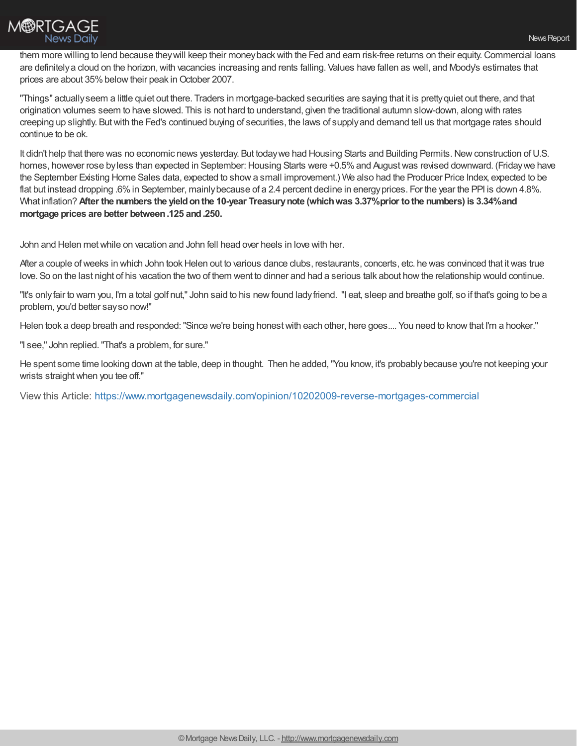them more willing to lend because they will keep their money back with the Fed and earn risk-free returns on their equity. Commercial loans are definitely a cloud on the horizon, with vacancies increasing and rents falling. Values have fallen as well, and Moody's estimates that prices are about 35% below their peak in October 2007.

"Things" actually seem a little quiet out there. Traders in mortgage-backed securities are saying that it is pretty quiet out there, and that origination volumes seem to have slowed. This is not hard to understand, given the traditional autumn slow-down, along with rates creeping up slightly. But with the Fed's continued buying of securities, the laws of supply and demand tell us that mortgage rates should continue to be ok.

It didn't help that there was no economic news yesterday. But today we had Housing Starts and Building Permits. New construction of U.S. homes, however rose by less than expected in September: Housing Starts were +0.5% and August was revised downward. (Friday we have the September Existing Home Sales data, expected to show a small improvement.) We also had the Producer Price Index, expected to be flat but instead dropping .6% in September, mainly because of a 2.4 percent decline in energy prices. For the year the PPI is down 4.8%. What inflation? **After the numbers the yield on the 10-year Treasury note (which was 3.37% prior to the numbers) is 3.34% and mortgage prices are better between .125 and .250.**

John and Helen met while on vacation and John fell head over heels in love with her.

After a couple of weeks in which John took Helen out to various dance clubs, restaurants, concerts, etc. he was convinced that it was true love. So on the last night of his vacation the two of them went to dinner and had a serious talk about how the relationship would continue.

"It's only fair to warn you, I'm a total golf nut," John said to his new found lady friend. "I eat, sleep and breathe golf, so if that's going to be a problem, you'd better say so now!"

Helen took a deep breath and responded: "Since we're being honest with each other, here goes.... You need to know that I'm a hooker."

"I see," John replied. "That's a problem, for sure."

He spent some time looking down at the table, deep in thought. Then he added, "You know, it's probably because you're not keeping your wrists straight when you tee off."

View this Article: https://www.mortgagenewsdaily.com/opinion/10202009-reverse-mortgages-commercial